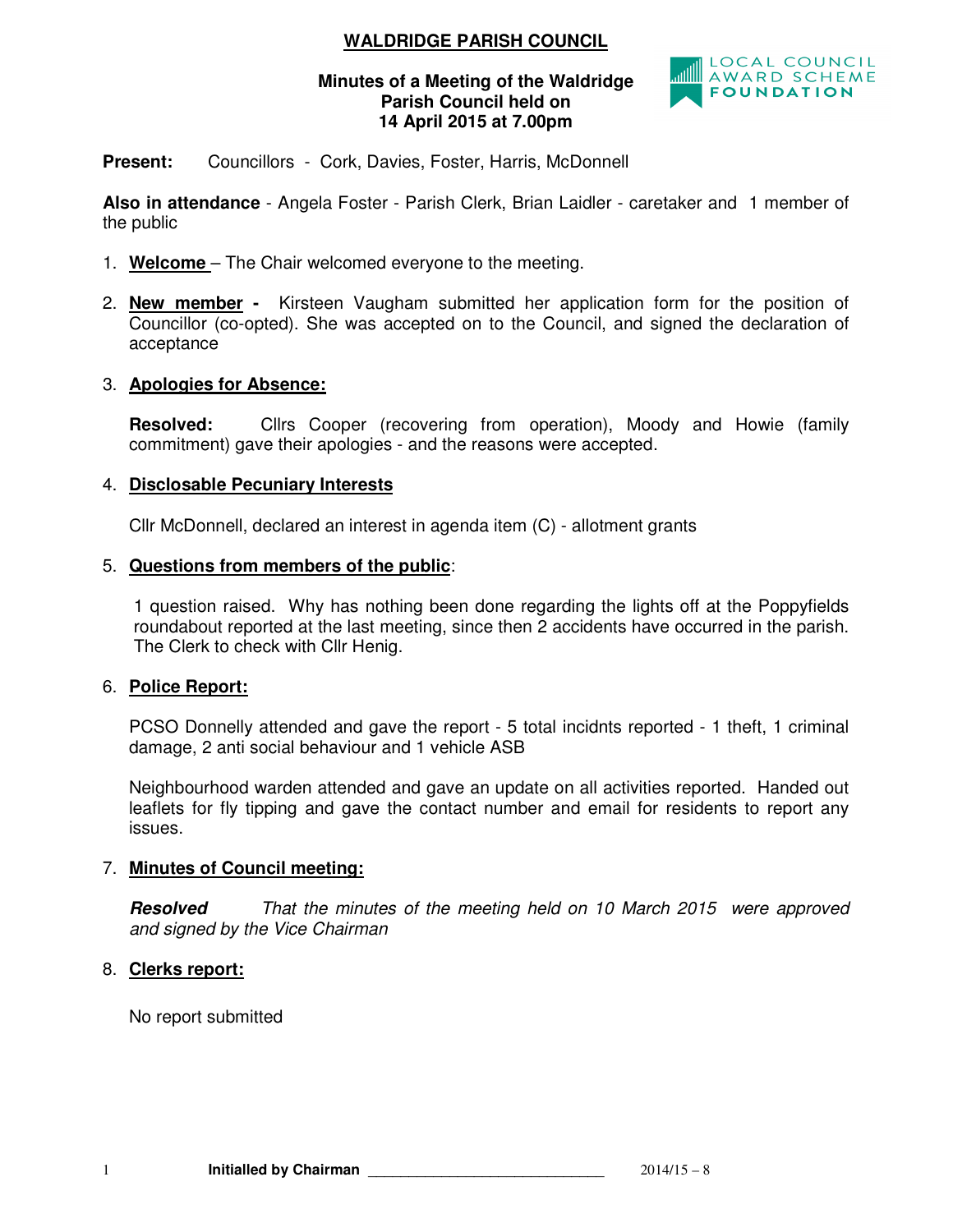# WALDRIDGE PARISH COUNCIL

**Minutes of a Meeting of the Waldridge Parish Council held on 14 April 2015 at 7.00pm**

**Present:** Councillors - Cork, Davies, Foster, Harris, McDonnell

**Also in attendance** - Angela Foster - Parish Clerk, Brian Laidler - caretaker and 1 member of the public

1. **Welcome** – The Chair welcomed everyone to the meeting.

2. **New member -** Kirsteen Vaugham submitted her application form for the position of Councillor (co-opted). She was accepted on to the Council, and signed the declaration of acceptance

3. **Apologies for Absence:**

   **Resolved:** Cllrs Cooper (recovering from operation), Moody and Howie (family commitment) gave their apologies - and the reasons were accepted.

4. **Disclosable Pecuniary Interests**

   Cllr McDonnell, declared an interest in agenda item (C) - allotment grants

5. **Questions from members of the public**:

   1 question raised. Why has nothing been done regarding the lights off at the Poppyfields roundabout reported at the last meeting, since then 2 accidents have occurred in the parish. The Clerk to check with Cllr Henig.

6. **Police Report:**

   PCSO Donnelly attended and gave the report - 5 total incidnts reported - 1 theft, 1 criminal damage, 2 anti social behaviour and 1 vehicle ASB

   Neighbourhood warden attended and gave an update on all activities reported. Handed out leaflets for fly tipping and gave the contact number and email for residents to report any issues.

7. **Minutes of Council meeting:**

   ***Resolved*** *That the minutes of the meeting held on 10 March 2015 were approved and signed by the Vice Chairman*

8. **Clerks report:**

   No report submitted

**Initialled by Chairman** ______________________________ 2014/15 – 8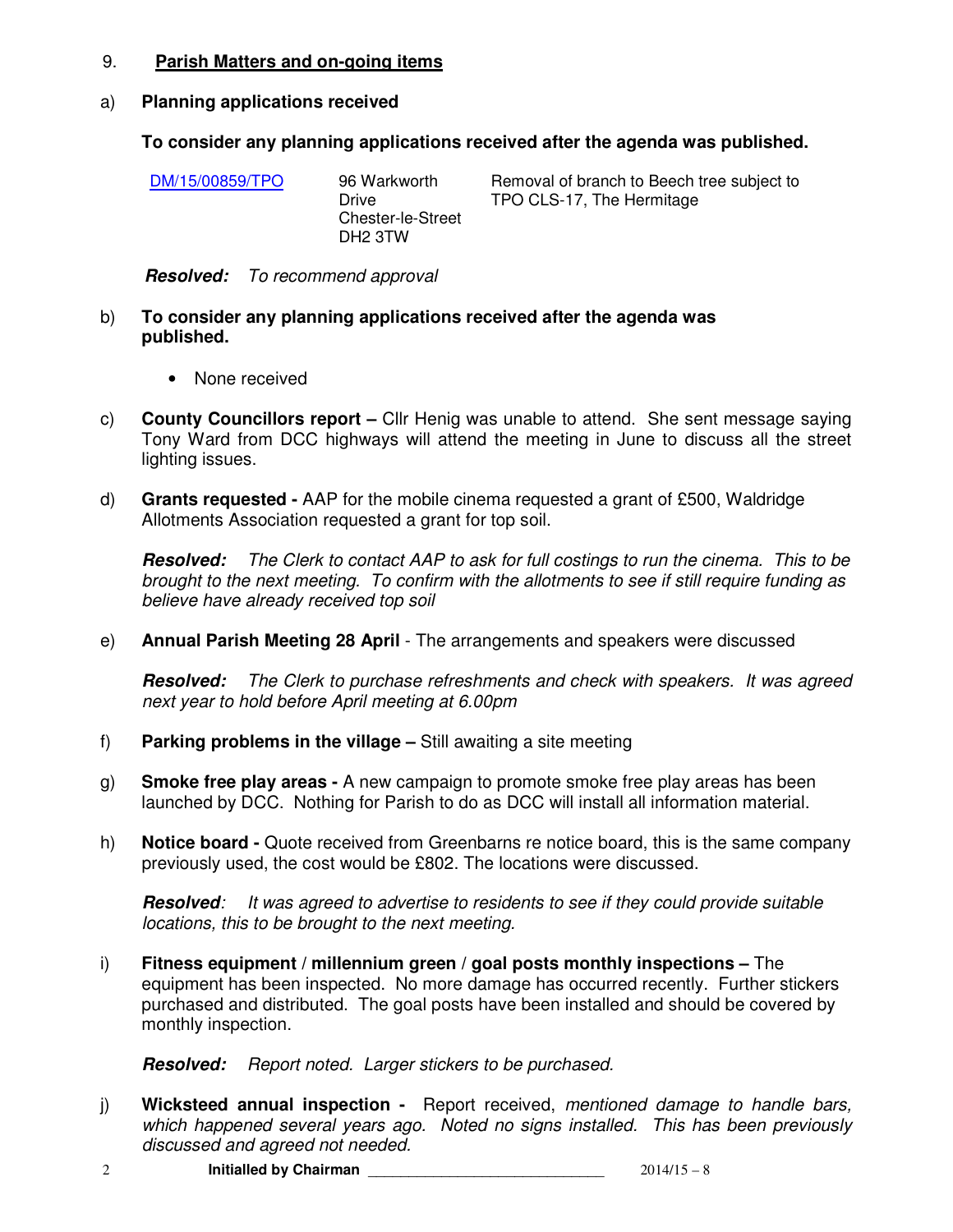9. **Parish Matters and on-going items**

a) **Planning applications received**

**To consider any planning applications received after the agenda was published.**

| DM/15/00859/TPO | 96 Warkworth Drive Chester-le-Street DH2 3TW | Removal of branch to Beech tree subject to TPO CLS-17, The Hermitage |
|---|---|---|

***Resolved:*** *To recommend approval*

b) **To consider any planning applications received after the agenda was published.**

- None received

c) **County Councillors report –** Cllr Henig was unable to attend. She sent message saying Tony Ward from DCC highways will attend the meeting in June to discuss all the street lighting issues.

d) **Grants requested -** AAP for the mobile cinema requested a grant of £500, Waldridge Allotments Association requested a grant for top soil.

***Resolved:*** *The Clerk to contact AAP to ask for full costings to run the cinema. This to be brought to the next meeting. To confirm with the allotments to see if still require funding as believe have already received top soil*

e) **Annual Parish Meeting 28 April** - The arrangements and speakers were discussed

***Resolved:*** *The Clerk to purchase refreshments and check with speakers. It was agreed next year to hold before April meeting at 6.00pm*

f) **Parking problems in the village –** Still awaiting a site meeting

g) **Smoke free play areas -** A new campaign to promote smoke free play areas has been launched by DCC. Nothing for Parish to do as DCC will install all information material.

h) **Notice board -** Quote received from Greenbarns re notice board, this is the same company previously used, the cost would be £802. The locations were discussed.

***Resolved****: It was agreed to advertise to residents to see if they could provide suitable locations, this to be brought to the next meeting.*

i) **Fitness equipment / millennium green / goal posts monthly inspections –** The equipment has been inspected. No more damage has occurred recently. Further stickers purchased and distributed. The goal posts have been installed and should be covered by monthly inspection.

***Resolved:*** *Report noted. Larger stickers to be purchased.*

j) **Wicksteed annual inspection -** Report received, *mentioned damage to handle bars, which happened several years ago. Noted no signs installed. This has been previously discussed and agreed not needed.*

**Initialled by Chairman** ______________________________ 2014/15 – 8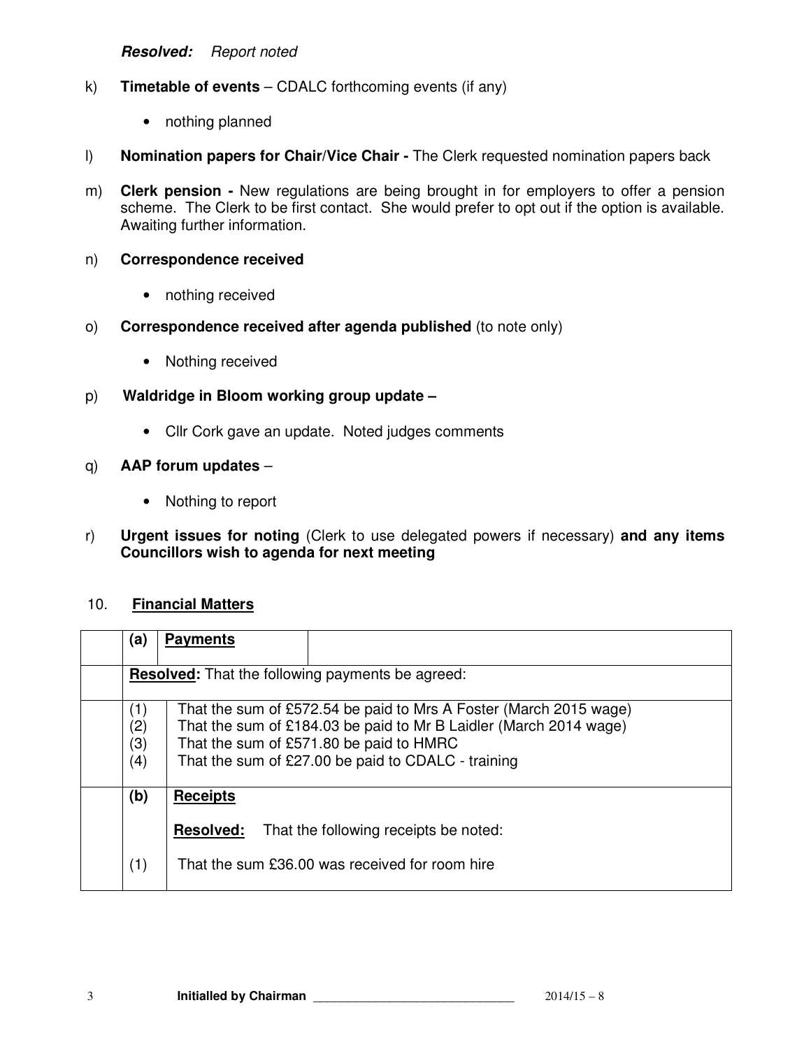***Resolved:*** *Report noted*

k) **Timetable of events** – CDALC forthcoming events (if any)

- nothing planned

l) **Nomination papers for Chair/Vice Chair -** The Clerk requested nomination papers back

m) **Clerk pension -** New regulations are being brought in for employers to offer a pension scheme. The Clerk to be first contact. She would prefer to opt out if the option is available. Awaiting further information.

n) **Correspondence received**

- nothing received

o) **Correspondence received after agenda published** (to note only)

- Nothing received

p) **Waldridge in Bloom working group update –**

- Cllr Cork gave an update. Noted judges comments

q) **AAP forum updates** –

- Nothing to report

r) **Urgent issues for noting** (Clerk to use delegated powers if necessary) **and any items Councillors wish to agenda for next meeting**

## 10. **Financial Matters**

| | | |
|---|---|---|
| | **(a)** | **Payments** |
| | **Resolved:** That the following payments be agreed: | |
| | (1)<br>(2)<br>(3)<br>(4) | That the sum of £572.54 be paid to Mrs A Foster (March 2015 wage)<br>That the sum of £184.03 be paid to Mr B Laidler (March 2014 wage)<br>That the sum of £571.80 be paid to HMRC<br>That the sum of £27.00 be paid to CDALC - training |
| | **(b)** | **Receipts**<br><br>**Resolved:** That the following receipts be noted: |
| | (1) | That the sum £36.00 was received for room hire |

**Initialled by Chairman** ______________________________ 2014/15 – 8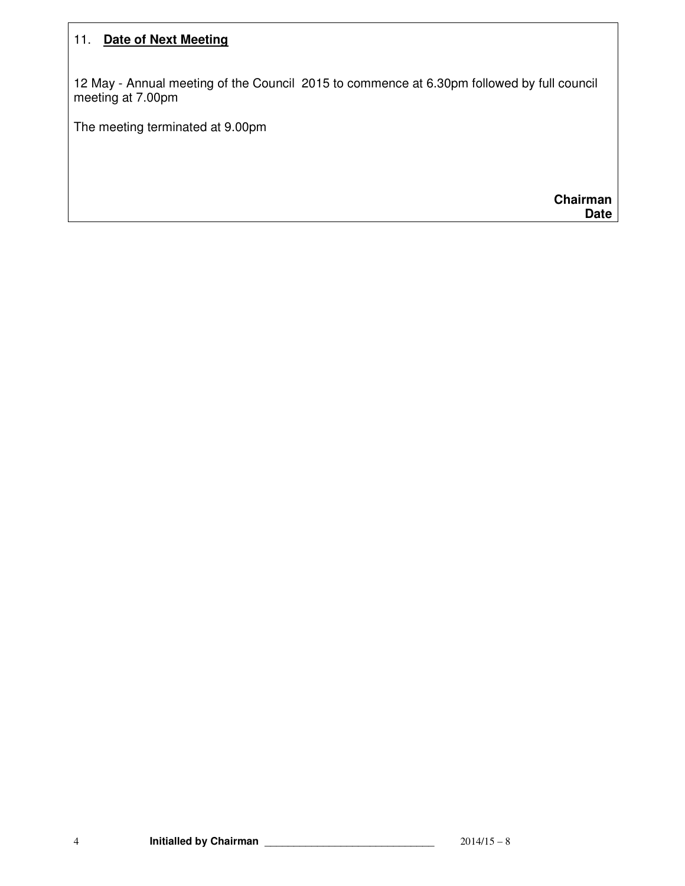## 11. **Date of Next Meeting**

12 May - Annual meeting of the Council 2015 to commence at 6.30pm followed by full council meeting at 7.00pm

The meeting terminated at 9.00pm

**Chairman**
**Date**

**Initialled by Chairman** ______________________________ 2014/15 – 8